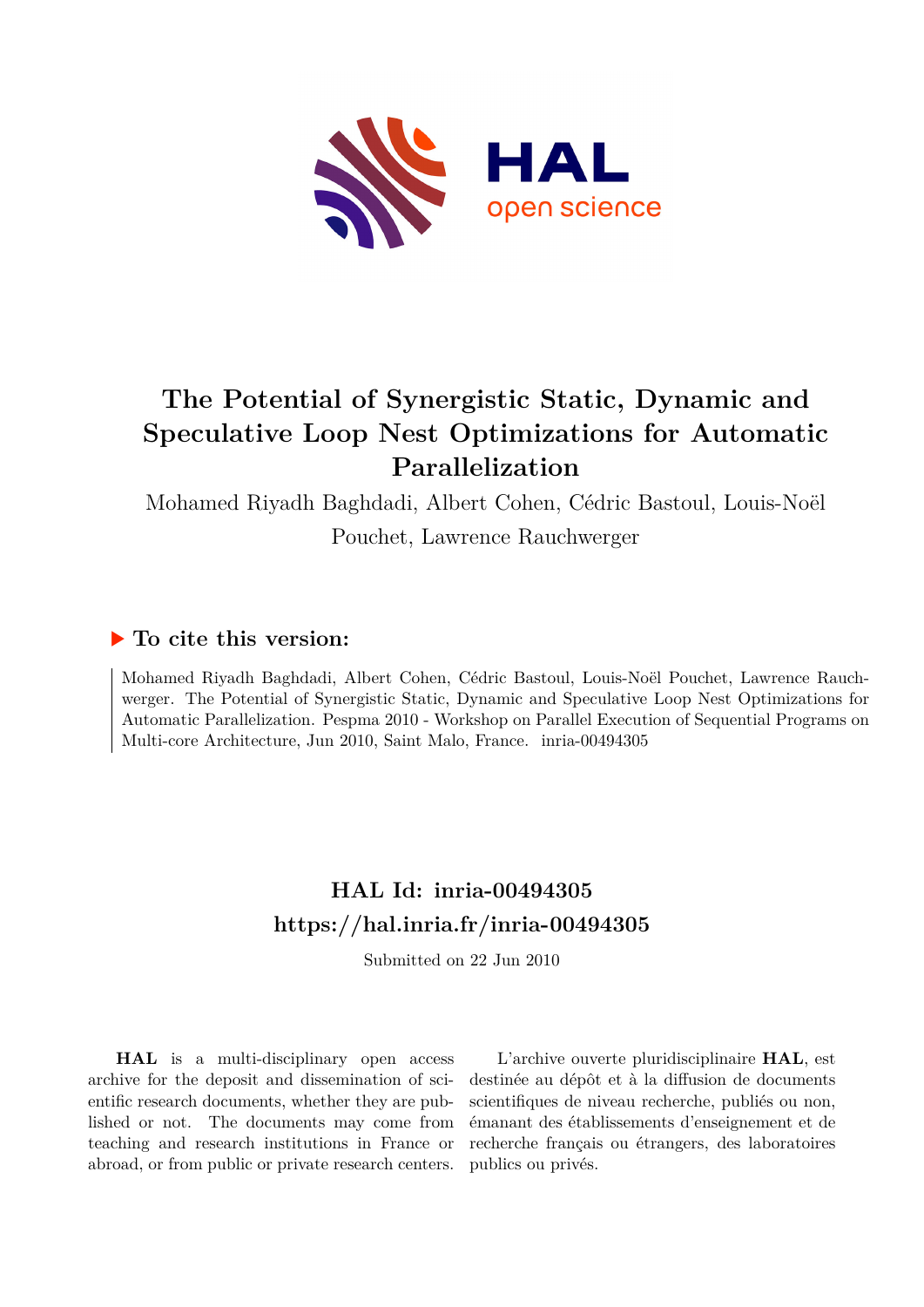# The Potential of Synergistic Static, Dynamic and Speculative Loop Nest Optimizations for Automatic Parallelization

Mohamed Riyadh Baghdadi, Albert Cohen, Cédric Bastoul, Louis-Noël Pouchet, Lawrence Rauchwerger

## ▶ To cite this version:

Mohamed Riyadh Baghdadi, Albert Cohen, Cédric Bastoul, Louis-Noël Pouchet, Lawrence Rauchwerger. The Potential of Synergistic Static, Dynamic and Speculative Loop Nest Optimizations for Automatic Parallelization. Pespma 2010 - Workshop on Parallel Execution of Sequential Programs on Multi-core Architecture, Jun 2010, Saint Malo, France. inria-00494305

## HAL Id: inria-00494305
## https://hal.inria.fr/inria-00494305

Submitted on 22 Jun 2010

**HAL** is a multi-disciplinary open access archive for the deposit and dissemination of scientific research documents, whether they are published or not. The documents may come from teaching and research institutions in France or abroad, or from public or private research centers.

L'archive ouverte pluridisciplinaire **HAL**, est destinée au dépôt et à la diffusion de documents scientifiques de niveau recherche, publiés ou non, émanant des établissements d'enseignement et de recherche français ou étrangers, des laboratoires publics ou privés.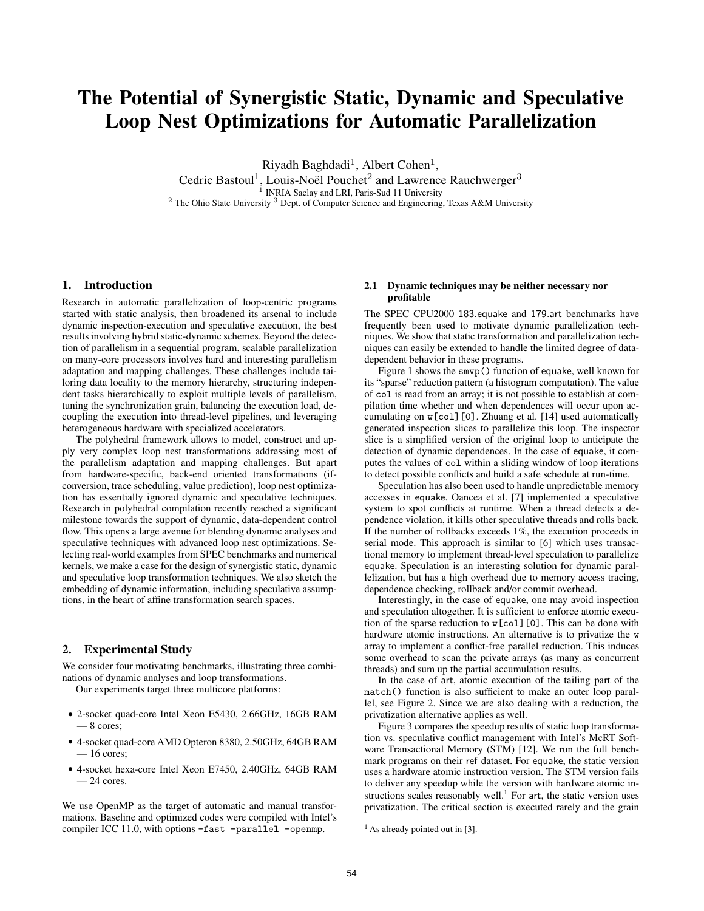# The Potential of Synergistic Static, Dynamic and Speculative Loop Nest Optimizations for Automatic Parallelization

Riyadh Baghdadi[1], Albert Cohen[1],
Cedric Bastoul[1], Louis-Noël Pouchet[2] and Lawrence Rauchwerger[3]

[1] INRIA Saclay and LRI, Paris-Sud 11 University
[2] The Ohio State University [3] Dept. of Computer Science and Engineering, Texas A&M University

## 1. Introduction

Research in automatic parallelization of loop-centric programs started with static analysis, then broadened its arsenal to include dynamic inspection-execution and speculative execution, the best results involving hybrid static-dynamic schemes. Beyond the detection of parallelism in a sequential program, scalable parallelization on many-core processors involves hard and interesting parallelism adaptation and mapping challenges. These challenges include tailoring data locality to the memory hierarchy, structuring independent tasks hierarchically to exploit multiple levels of parallelism, tuning the synchronization grain, balancing the execution load, decoupling the execution into thread-level pipelines, and leveraging heterogeneous hardware with specialized accelerators.

The polyhedral framework allows to model, construct and apply very complex loop nest transformations addressing most of the parallelism adaptation and mapping challenges. But apart from hardware-specific, back-end oriented transformations (if-conversion, trace scheduling, value prediction), loop nest optimization has essentially ignored dynamic and speculative techniques. Research in polyhedral compilation recently reached a significant milestone towards the support of dynamic, data-dependent control flow. This opens a large avenue for blending dynamic analyses and speculative techniques with advanced loop nest optimizations. Selecting real-world examples from SPEC benchmarks and numerical kernels, we make a case for the design of synergistic static, dynamic and speculative loop transformation techniques. We also sketch the embedding of dynamic information, including speculative assumptions, in the heart of affine transformation search spaces.

## 2. Experimental Study

We consider four motivating benchmarks, illustrating three combinations of dynamic analyses and loop transformations.

Our experiments target three multicore platforms:

- 2-socket quad-core Intel Xeon E5430, 2.66GHz, 16GB RAM — 8 cores;
- 4-socket quad-core AMD Opteron 8380, 2.50GHz, 64GB RAM — 16 cores;
- 4-socket hexa-core Intel Xeon E7450, 2.40GHz, 64GB RAM — 24 cores.

We use OpenMP as the target of automatic and manual transformations. Baseline and optimized codes were compiled with Intel's compiler ICC 11.0, with options `-fast -parallel -openmp`.

### 2.1 Dynamic techniques may be neither necessary nor profitable

The SPEC CPU2000 183.equake and 179.art benchmarks have frequently been used to motivate dynamic parallelization techniques. We show that static transformation and parallelization techniques can easily be extended to handle the limited degree of data-dependent behavior in these programs.

Figure 1 shows the `smvp()` function of equake, well known for its "sparse" reduction pattern (a histogram computation). The value of `col` is read from an array; it is not possible to establish at compilation time whether and when dependences will occur upon accumulating on `w[col][0]`. Zhuang et al. [14] used automatically generated inspection slices to parallelize this loop. The inspector slice is a simplified version of the original loop to anticipate the detection of dynamic dependences. In the case of equake, it computes the values of `col` within a sliding window of loop iterations to detect possible conflicts and build a safe schedule at run-time.

Speculation has also been used to handle unpredictable memory accesses in equake. Oancea et al. [7] implemented a speculative system to spot conflicts at runtime. When a thread detects a dependence violation, it kills other speculative threads and rolls back. If the number of rollbacks exceeds 1%, the execution proceeds in serial mode. This approach is similar to [6] which uses transactional memory to implement thread-level speculation to parallelize equake. Speculation is an interesting solution for dynamic parallelization, but has a high overhead due to memory access tracing, dependence checking, rollback and/or commit overhead.

Interestingly, in the case of equake, one may avoid inspection and speculation altogether. It is sufficient to enforce atomic execution of the sparse reduction to `w[col][0]`. This can be done with hardware atomic instructions. An alternative is to privatize the `w` array to implement a conflict-free parallel reduction. This induces some overhead to scan the private arrays (as many as concurrent threads) and sum up the partial accumulation results.

In the case of art, atomic execution of the tailing part of the `match()` function is also sufficient to make an outer loop parallel, see Figure 2. Since we are also dealing with a reduction, the privatization alternative applies as well.

Figure 3 compares the speedup results of static loop transformation vs. speculative conflict management with Intel's McRT Software Transactional Memory (STM) [12]. We run the full benchmark programs on their ref dataset. For equake, the static version uses a hardware atomic instruction version. The STM version fails to deliver any speedup while the version with hardware atomic instructions scales reasonably well.[1] For art, the static version uses privatization. The critical section is executed rarely and the grain

[1] As already pointed out in [3].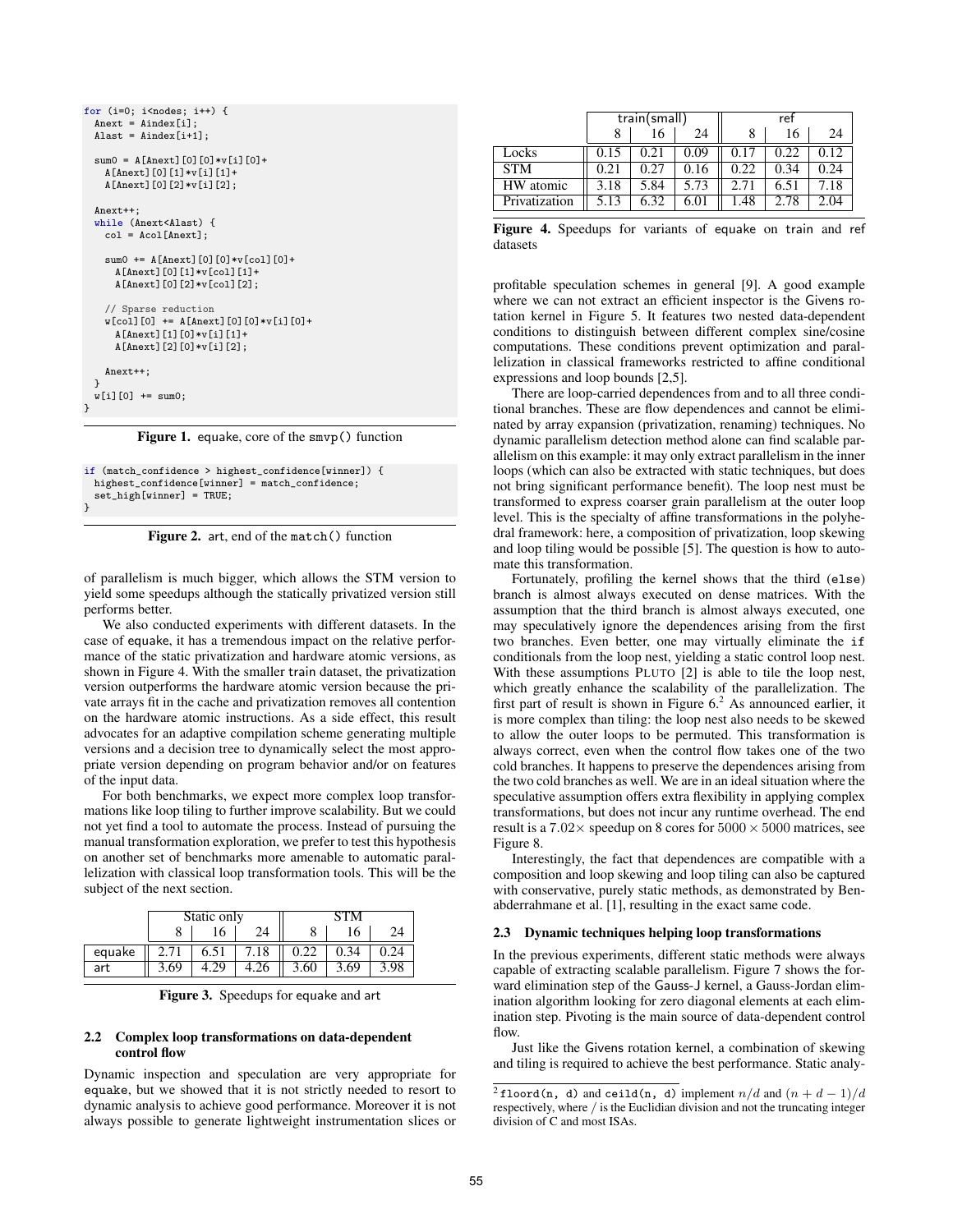```
for (i=0; i<nodes; i++) {
  Anext = Aindex[i];
  Alast = Aindex[i+1];

  sum0 = A[Anext][0][0]*v[i][0]+
    A[Anext][0][1]*v[i][1]+
    A[Anext][0][2]*v[i][2];

  Anext++;
  while (Anext<Alast) {
    col = Acol[Anext];

    sum0 += A[Anext][0][0]*v[col][0]+
      A[Anext][0][1]*v[col][1]+
      A[Anext][0][2]*v[col][2];

    // Sparse reduction
    w[col][0] += A[Anext][0][0]*v[i][0]+
      A[Anext][1][0]*v[i][1]+
      A[Anext][2][0]*v[i][2];

    Anext++;
  }
  w[i][0] += sum0;
}
```

**Figure 1.** equake, core of the `smvp()` function

```
if (match_confidence > highest_confidence[winner]) {
  highest_confidence[winner] = match_confidence;
  set_high[winner] = TRUE;
}
```

**Figure 2.** art, end of the `match()` function

of parallelism is much bigger, which allows the STM version to yield some speedups although the statically privatized version still performs better.

We also conducted experiments with different datasets. In the case of equake, it has a tremendous impact on the relative performance of the static privatization and hardware atomic versions, as shown in Figure 4. With the smaller train dataset, the privatization version outperforms the hardware atomic version because the private arrays fit in the cache and privatization removes all contention on the hardware atomic instructions. As a side effect, this result advocates for an adaptive compilation scheme generating multiple versions and a decision tree to dynamically select the most appropriate version depending on program behavior and/or on features of the input data.

For both benchmarks, we expect more complex loop transformations like loop tiling to further improve scalability. But we could not yet find a tool to automate the process. Instead of pursuing the manual transformation exploration, we prefer to test this hypothesis on another set of benchmarks more amenable to automatic parallelization with classical loop transformation tools. This will be the subject of the next section.

| | Static only | | | STM | | |
|---|---|---|---|---|---|---|
| | 8 | 16 | 24 | 8 | 16 | 24 |
| equake | 2.71 | 6.51 | 7.18 | 0.22 | 0.34 | 0.24 |
| art | 3.69 | 4.29 | 4.26 | 3.60 | 3.69 | 3.98 |

**Figure 3.** Speedups for equake and art

### 2.2 Complex loop transformations on data-dependent control flow

Dynamic inspection and speculation are very appropriate for equake, but we showed that it is not strictly needed to resort to dynamic analysis to achieve good performance. Moreover it is not always possible to generate lightweight instrumentation slices or profitable speculation schemes in general [9]. A good example where we can not extract an efficient inspector is the Givens rotation kernel in Figure 5. It features two nested data-dependent conditions to distinguish between different complex sine/cosine computations. These conditions prevent optimization and parallelization in classical frameworks restricted to affine conditional expressions and loop bounds [2,5].

| | train(small) | | | ref | | |
|---|---|---|---|---|---|---|
| | 8 | 16 | 24 | 8 | 16 | 24 |
| Locks | 0.15 | 0.21 | 0.09 | 0.17 | 0.22 | 0.12 |
| STM | 0.21 | 0.27 | 0.16 | 0.22 | 0.34 | 0.24 |
| HW atomic | 3.18 | 5.84 | 5.73 | 2.71 | 6.51 | 7.18 |
| Privatization | 5.13 | 6.32 | 6.01 | 1.48 | 2.78 | 2.04 |

**Figure 4.** Speedups for variants of equake on train and ref datasets

There are loop-carried dependences from and to all three conditional branches. These are flow dependences and cannot be eliminated by array expansion (privatization, renaming) techniques. No dynamic parallelism detection method alone can find scalable parallelism on this example: it may only extract parallelism in the inner loops (which can also be extracted with static techniques, but does not bring significant performance benefit). The loop nest must be transformed to express coarser grain parallelism at the outer loop level. This is the specialty of affine transformations in the polyhedral framework: here, a composition of privatization, loop skewing and loop tiling would be possible [5]. The question is how to automate this transformation.

Fortunately, profiling the kernel shows that the third (`else`) branch is almost always executed on dense matrices. With the assumption that the third branch is almost always executed, one may speculatively ignore the dependences arising from the first two branches. Even better, one may virtually eliminate the `if` conditionals from the loop nest, yielding a static control loop nest. With these assumptions PLUTO [2] is able to tile the loop nest, which greatly enhance the scalability of the parallelization. The first part of result is shown in Figure 6.[2] As announced earlier, it is more complex than tiling: the loop nest also needs to be skewed to allow the outer loops to be permuted. This transformation is always correct, even when the control flow takes one of the two cold branches. It happens to preserve the dependences arising from the two cold branches as well. We are in an ideal situation where the speculative assumption offers extra flexibility in applying complex transformations, but does not incur any runtime overhead. The end result is a $7.02\times$ speedup on 8 cores for $5000 \times 5000$ matrices, see Figure 8.

Interestingly, the fact that dependences are compatible with a composition and loop skewing and loop tiling can also be captured with conservative, purely static methods, as demonstrated by Benabderrahmane et al. [1], resulting in the exact same code.

### 2.3 Dynamic techniques helping loop transformations

In the previous experiments, different static methods were always capable of extracting scalable parallelism. Figure 7 shows the forward elimination step of the Gauss-J kernel, a Gauss-Jordan elimination algorithm looking for zero diagonal elements at each elimination step. Pivoting is the main source of data-dependent control flow.

Just like the Givens rotation kernel, a combination of skewing and tiling is required to achieve the best performance. Static analy-

[2] `floord(n, d)` and `ceild(n, d)` implement $n/d$ and $(n + d - 1)/d$ respectively, where $/$ is the Euclidian division and not the truncating integer division of C and most ISAs.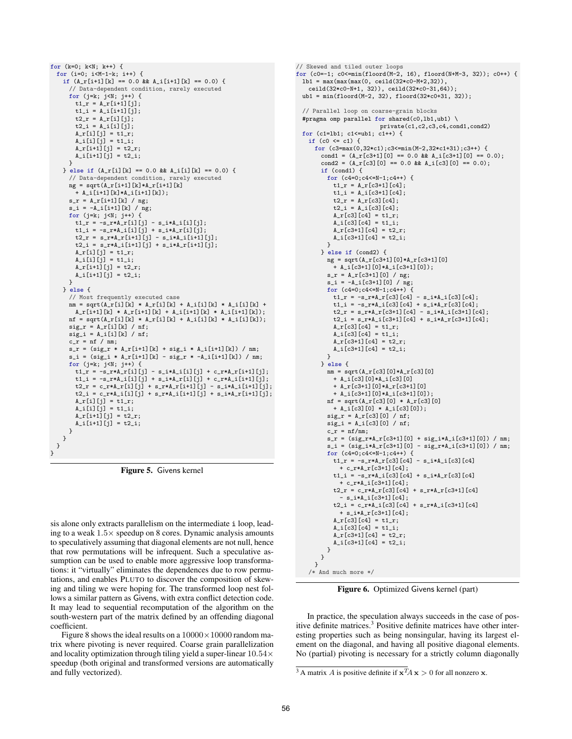```
for (k=0; k<N; k++) {
  for (i=0; i<M-1-k; i++) {
    if (A_r[i+1][k] == 0.0 && A_i[i+1][k] == 0.0) {
      // Data-dependent condition, rarely executed
      for (j=k; j<N; j++) {
        t1_r = A_r[i+1][j];
        t1_i = A_i[i+1][j];
        t2_r = A_r[i][j];
        t2_i = A_i[i][j];
        A_r[i][j] = t1_r;
        A_i[i][j] = t1_i;
        A_r[i+1][j] = t2_r;
        A_i[i+1][j] = t2_i;
      }
    } else if (A_r[i][k] == 0.0 && A_i[i][k] == 0.0) {
      // Data-dependent condition, rarely executed
      ng = sqrt(A_r[i+1][k]*A_r[i+1][k]
        + A_i[i+1][k]*A_i[i+1][k]);
      s_r = A_r[i+1][k] / ng;
      s_i = -A_i[i+1][k] / ng;
      for (j=k; j<N; j++) {
        t1_r = -s_r*A_r[i][j] - s_i*A_i[i][j];
        t1_i = -s_r*A_i[i][j] + s_i*A_r[i][j];
        t2_r = s_r*A_r[i+1][j] - s_i*A_i[i+1][j];
        t2_i = s_r*A_i[i+1][j] + s_i*A_r[i+1][j];
        A_r[i][j] = t1_r;
        A_i[i][j] = t1_i;
        A_r[i+1][j] = t2_r;
        A_i[i+1][j] = t2_i;
      }
    } else {
      // Most frequently executed case
      nm = sqrt(A_r[i][k] * A_r[i][k] + A_i[i][k] * A_i[i][k] +
        A_r[i+1][k] * A_r[i+1][k] + A_i[i+1][k] * A_i[i+1][k]);
      nf = sqrt(A_r[i][k] * A_r[i][k] + A_i[i][k] * A_i[i][k]);
      sig_r = A_r[i][k] / nf;
      sig_i = A_i[i][k] / nf;
      c_r = nf / nm;
      s_r = (sig_r * A_r[i+1][k] + sig_i * A_i[i+1][k]) / nm;
      s_i = (sig_i * A_r[i+1][k] - sig_r * -A_i[i+1][k]) / nm;
      for (j=k; j<N; j++) {
        t1_r = -s_r*A_r[i][j] - s_i*A_i[i][j] + c_r*A_r[i+1][j];
        t1_i = -s_r*A_i[i][j] + s_i*A_r[i][j] + c_r*A_i[i+1][j];
        t2_r = c_r*A_r[i][j] + s_r*A_r[i+1][j] - s_i*A_i[i+1][j];
        t2_i = c_r*A_i[i][j] + s_r*A_i[i+1][j] + s_i*A_r[i+1][j];
        A_r[i][j] = t1_r;
        A_i[i][j] = t1_i;
        A_r[i+1][j] = t2_r;
        A_i[i+1][j] = t2_i;
      }
    }
  }
}
```

**Figure 5.** Givens kernel

sis alone only extracts parallelism on the intermediate i loop, leading to a weak $1.5\times$ speedup on 8 cores. Dynamic analysis amounts to speculatively assuming that diagonal elements are not null, hence that row permutations will be infrequent. Such a speculative assumption can be used to enable more aggressive loop transformations: it "virtually" eliminates the dependences due to row permutations, and enables PLUTO to discover the composition of skewing and tiling we were hoping for. The transformed loop nest follows a similar pattern as Givens, with extra conflict detection code. It may lead to sequential recomputation of the algorithm on the south-western part of the matrix defined by an offending diagonal coefficient.

Figure 8 shows the ideal results on a $10000\times10000$ random matrix where pivoting is never required. Coarse grain parallelization and locality optimization through tiling yield a super-linear $10.54\times$ speedup (both original and transformed versions are automatically and fully vectorized).

```
// Skewed and tiled outer loops
for (c0=-1; c0<=min(floord(M-2, 16), floord(N+M-3, 32)); c0++) {
  lb1 = max(max(max(0, ceild(32*c0-M+2,32)),
    ceild(32*c0-N+1, 32)), ceild(32*c0-31,64));
  ub1 = min(floord(M-2, 32), floord(32*c0+31, 32));

  // Parallel loop on coarse-grain blocks
  #pragma omp parallel for shared(c0,lb1,ub1) \
                       private(c1,c2,c3,c4,cond1,cond2)
  for (c1=lb1; c1<=ub1; c1++) {
    if (c0 <= c1) {
      for (c3=max(0,32*c1);c3<=min(M-2,32*c1+31);c3++) {
        cond1 = (A_r[c3+1][0] == 0.0 && A_i[c3+1][0] == 0.0);
        cond2 = (A_r[c3][0] == 0.0 && A_i[c3][0] == 0.0);
        if (cond1) {
          for (c4=0;c4<=N-1;c4++) {
            t1_r = A_r[c3+1][c4];
            t1_i = A_i[c3+1][c4];
            t2_r = A_r[c3][c4];
            t2_i = A_i[c3][c4];
            A_r[c3][c4] = t1_r;
            A_i[c3][c4] = t1_i;
            A_r[c3+1][c4] = t2_r;
            A_i[c3+1][c4] = t2_i;
          }
        } else if (cond2) {
          ng = sqrt(A_r[c3+1][0]*A_r[c3+1][0]
            + A_i[c3+1][0]*A_i[c3+1][0]);
          s_r = A_r[c3+1][0] / ng;
          s_i = -A_i[c3+1][0] / ng;
          for (c4=0;c4<=N-1;c4++) {
            t1_r = -s_r*A_r[c3][c4] - s_i*A_i[c3][c4];
            t1_i = -s_r*A_i[c3][c4] + s_i*A_r[c3][c4];
            t2_r = s_r*A_r[c3+1][c4] - s_i*A_i[c3+1][c4];
            t2_i = s_r*A_i[c3+1][c4] + s_i*A_r[c3+1][c4];
            A_r[c3][c4] = t1_r;
            A_i[c3][c4] = t1_i;
            A_r[c3+1][c4] = t2_r;
            A_i[c3+1][c4] = t2_i;
          }
        } else {
          nm = sqrt(A_r[c3][0]*A_r[c3][0]
            + A_i[c3][0]*A_i[c3][0]
            + A_r[c3+1][0]*A_r[c3+1][0]
            + A_i[c3+1][0]*A_i[c3+1][0]);
          nf = sqrt(A_r[c3][0] * A_r[c3][0]
            + A_i[c3][0] * A_i[c3][0]);
          sig_r = A_r[c3][0] / nf;
          sig_i = A_i[c3][0] / nf;
          c_r = nf/nm;
          s_r = (sig_r*A_r[c3+1][0] + sig_i*A_i[c3+1][0]) / nm;
          s_i = (sig_i*A_r[c3+1][0] - sig_r*A_i[c3+1][0]) / nm;
          for (c4=0;c4<=N-1;c4++) {
            t1_r = -s_r*A_r[c3][c4] - s_i*A_i[c3][c4]
              + c_r*A_r[c3+1][c4];
            t1_i = -s_r*A_i[c3][c4] + s_i*A_r[c3][c4]
              + c_r*A_i[c3+1][c4];
            t2_r = c_r*A_r[c3][c4] + s_r*A_r[c3+1][c4]
              - s_i*A_i[c3+1][c4];
            t2_i = c_r*A_i[c3][c4] + s_r*A_i[c3+1][c4]
              + s_i*A_r[c3+1][c4];
            A_r[c3][c4] = t1_r;
            A_i[c3][c4] = t1_i;
            A_r[c3+1][c4] = t2_r;
            A_i[c3+1][c4] = t2_i;
          }
        }
      }
    }
  /* And much more */
```

**Figure 6.** Optimized Givens kernel (part)

In practice, the speculation always succeeds in the case of positive definite matrices.[3] Positive definite matrices have other interesting properties such as being nonsingular, having its largest element on the diagonal, and having all positive diagonal elements. No (partial) pivoting is necessary for a strictly column diagonally

[3] A matrix $A$ is positive definite if $\mathbf{x}^T A\,\mathbf{x} > 0$ for all nonzero $\mathbf{x}$.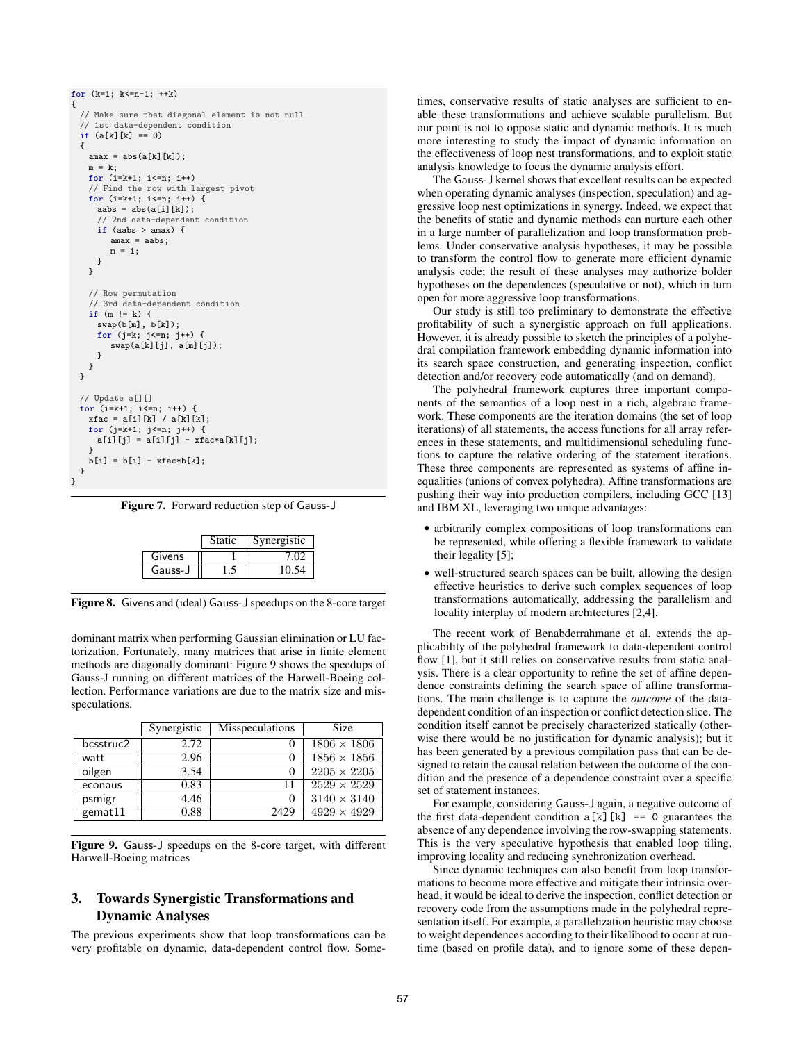```
for (k=1; k<=n-1; ++k)
{
  // Make sure that diagonal element is not null
  // 1st data-dependent condition
  if (a[k][k] == 0)
  {
    amax = abs(a[k][k]);
    m = k;
    for (i=k+1; i<=n; i++)
    // Find the row with largest pivot
    for (i=k+1; i<=n; i++) {
      aabs = abs(a[i][k]);
      // 2nd data-dependent condition
      if (aabs > amax) {
        amax = aabs;
        m = i;
      }
    }

    // Row permutation
    // 3rd data-dependent condition
    if (m != k) {
      swap(b[m], b[k]);
      for (j=k; j<=n; j++) {
        swap(a[k][j], a[m][j]);
      }
    }
  }

  // Update a[][]
  for (i=k+1; i<=n; i++) {
    xfac = a[i][k] / a[k][k];
    for (j=k+1; j<=n; j++) {
      a[i][j] = a[i][j] - xfac*a[k][j];
    }
    b[i] = b[i] - xfac*b[k];
  }
}
```

**Figure 7.** Forward reduction step of Gauss-J

| | Static | Synergistic |
|---|---|---|
| Givens | 1 | 7.02 |
| Gauss-J | 1.5 | 10.54 |

**Figure 8.** Givens and (ideal) Gauss-J speedups on the 8-core target

dominant matrix when performing Gaussian elimination or LU factorization. Fortunately, many matrices that arise in finite element methods are diagonally dominant: Figure 9 shows the speedups of Gauss-J running on different matrices of the Harwell-Boeing collection. Performance variations are due to the matrix size and misspeculations.

| | Synergistic | Misspeculations | Size |
|---|---|---|---|
| bcsstruc2 | 2.72 | 0 | $1806 \times 1806$ |
| watt | 2.96 | 0 | $1856 \times 1856$ |
| oilgen | 3.54 | 0 | $2205 \times 2205$ |
| econaus | 0.83 | 11 | $2529 \times 2529$ |
| psmigr | 4.46 | 0 | $3140 \times 3140$ |
| gemat11 | 0.88 | 2429 | $4929 \times 4929$ |

**Figure 9.** Gauss-J speedups on the 8-core target, with different Harwell-Boeing matrices

## 3. Towards Synergistic Transformations and Dynamic Analyses

The previous experiments show that loop transformations can be very profitable on dynamic, data-dependent control flow. Sometimes, conservative results of static analyses are sufficient to enable these transformations and achieve scalable parallelism. But our point is not to oppose static and dynamic methods. It is much more interesting to study the impact of dynamic information on the effectiveness of loop nest transformations, and to exploit static analysis knowledge to focus the dynamic analysis effort.

The Gauss-J kernel shows that excellent results can be expected when operating dynamic analyses (inspection, speculation) and aggressive loop nest optimizations in synergy. Indeed, we expect that the benefits of static and dynamic methods can nurture each other in a large number of parallelization and loop transformation problems. Under conservative analysis hypotheses, it may be possible to transform the control flow to generate more efficient dynamic analysis code; the result of these analyses may authorize bolder hypotheses on the dependences (speculative or not), which in turn open for more aggressive loop transformations.

Our study is still too preliminary to demonstrate the effective profitability of such a synergistic approach on full applications. However, it is already possible to sketch the principles of a polyhedral compilation framework embedding dynamic information into its search space construction, and generating inspection, conflict detection and/or recovery code automatically (and on demand).

The polyhedral framework captures three important components of the semantics of a loop nest in a rich, algebraic framework. These components are the iteration domains (the set of loop iterations) of all statements, the access functions for all array references in these statements, and multidimensional scheduling functions to capture the relative ordering of the statement iterations. These three components are represented as systems of affine inequalities (unions of convex polyhedra). Affine transformations are pushing their way into production compilers, including GCC [13] and IBM XL, leveraging two unique advantages:

- arbitrarily complex compositions of loop transformations can be represented, while offering a flexible framework to validate their legality [5];
- well-structured search spaces can be built, allowing the design effective heuristics to derive such complex sequences of loop transformations automatically, addressing the parallelism and locality interplay of modern architectures [2,4].

The recent work of Benabderrahmane et al. extends the applicability of the polyhedral framework to data-dependent control flow [1], but it still relies on conservative results from static analysis. There is a clear opportunity to refine the set of affine dependence constraints defining the search space of affine transformations. The main challenge is to capture the *outcome* of the data-dependent condition of an inspection or conflict detection slice. The condition itself cannot be precisely characterized statically (otherwise there would be no justification for dynamic analysis); but it has been generated by a previous compilation pass that can be designed to retain the causal relation between the outcome of the condition and the presence of a dependence constraint over a specific set of statement instances.

For example, considering Gauss-J again, a negative outcome of the first data-dependent condition `a[k][k] == 0` guarantees the absence of any dependence involving the row-swapping statements. This is the very speculative hypothesis that enabled loop tiling, improving locality and reducing synchronization overhead.

Since dynamic techniques can also benefit from loop transformations to become more effective and mitigate their intrinsic overhead, it would be ideal to derive the inspection, conflict detection or recovery code from the assumptions made in the polyhedral representation itself. For example, a parallelization heuristic may choose to weight dependences according to their likelihood to occur at runtime (based on profile data), and to ignore some of these depen-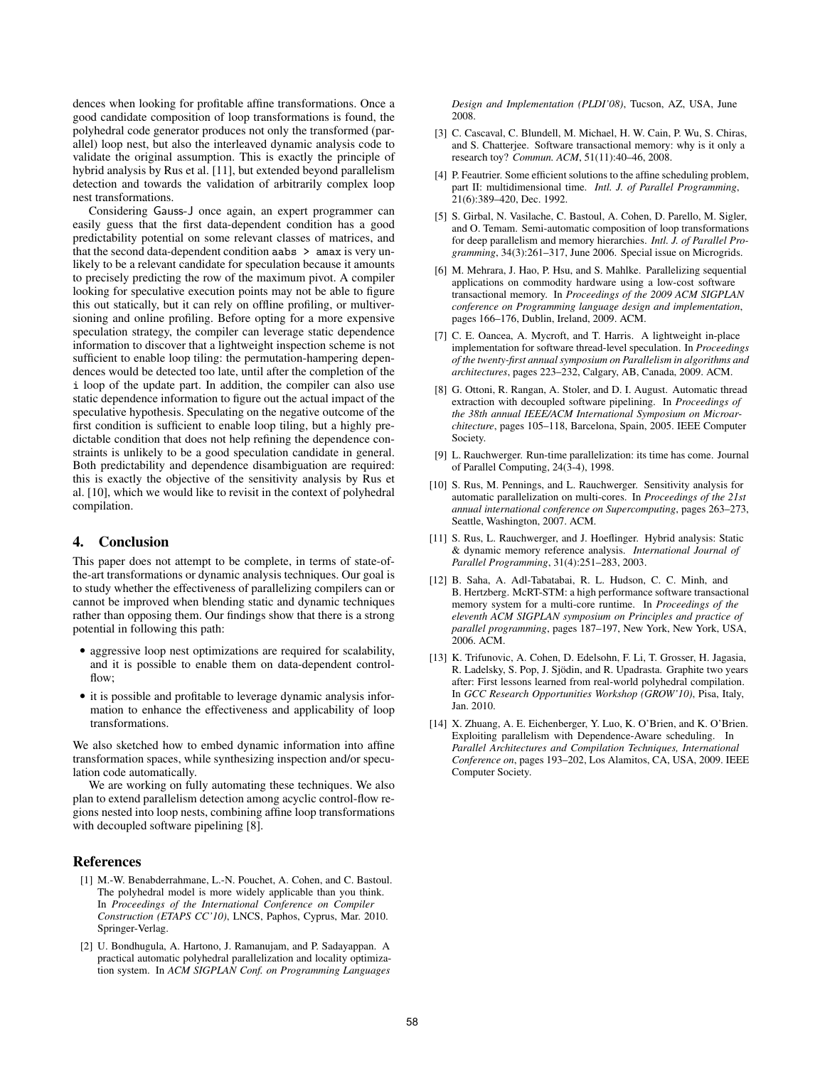dences when looking for profitable affine transformations. Once a good candidate composition of loop transformations is found, the polyhedral code generator produces not only the transformed (parallel) loop nest, but also the interleaved dynamic analysis code to validate the original assumption. This is exactly the principle of hybrid analysis by Rus et al. [11], but extended beyond parallelism detection and towards the validation of arbitrarily complex loop nest transformations.

Considering Gauss-J once again, an expert programmer can easily guess that the first data-dependent condition has a good predictability potential on some relevant classes of matrices, and that the second data-dependent condition `aabs > amax` is very unlikely to be a relevant candidate for speculation because it amounts to precisely predicting the row of the maximum pivot. A compiler looking for speculative execution points may not be able to figure this out statically, but it can rely on offline profiling, or multiversioning and online profiling. Before opting for a more expensive speculation strategy, the compiler can leverage static dependence information to discover that a lightweight inspection scheme is not sufficient to enable loop tiling: the permutation-hampering dependences would be detected too late, until after the completion of the `i` loop of the update part. In addition, the compiler can also use static dependence information to figure out the actual impact of the speculative hypothesis. Speculating on the negative outcome of the first condition is sufficient to enable loop tiling, but a highly predictable condition that does not help refining the dependence constraints is unlikely to be a good speculation candidate in general. Both predictability and dependence disambiguation are required: this is exactly the objective of the sensitivity analysis by Rus et al. [10], which we would like to revisit in the context of polyhedral compilation.

## 4. Conclusion

This paper does not attempt to be complete, in terms of state-of-the-art transformations or dynamic analysis techniques. Our goal is to study whether the effectiveness of parallelizing compilers can or cannot be improved when blending static and dynamic techniques rather than opposing them. Our findings show that there is a strong potential in following this path:

- aggressive loop nest optimizations are required for scalability, and it is possible to enable them on data-dependent control-flow;
- it is possible and profitable to leverage dynamic analysis information to enhance the effectiveness and applicability of loop transformations.

We also sketched how to embed dynamic information into affine transformation spaces, while synthesizing inspection and/or speculation code automatically.

We are working on fully automating these techniques. We also plan to extend parallelism detection among acyclic control-flow regions nested into loop nests, combining affine loop transformations with decoupled software pipelining [8].

## References

[1] M.-W. Benabderrahmane, L.-N. Pouchet, A. Cohen, and C. Bastoul. The polyhedral model is more widely applicable than you think. In *Proceedings of the International Conference on Compiler Construction (ETAPS CC'10)*, LNCS, Paphos, Cyprus, Mar. 2010. Springer-Verlag.

[2] U. Bondhugula, A. Hartono, J. Ramanujam, and P. Sadayappan. A practical automatic polyhedral parallelization and locality optimization system. In *ACM SIGPLAN Conf. on Programming Languages Design and Implementation (PLDI'08)*, Tucson, AZ, USA, June 2008.

[3] C. Cascaval, C. Blundell, M. Michael, H. W. Cain, P. Wu, S. Chiras, and S. Chatterjee. Software transactional memory: why is it only a research toy? *Commun. ACM*, 51(11):40–46, 2008.

[4] P. Feautrier. Some efficient solutions to the affine scheduling problem, part II: multidimensional time. *Intl. J. of Parallel Programming*, 21(6):389–420, Dec. 1992.

[5] S. Girbal, N. Vasilache, C. Bastoul, A. Cohen, D. Parello, M. Sigler, and O. Temam. Semi-automatic composition of loop transformations for deep parallelism and memory hierarchies. *Intl. J. of Parallel Programming*, 34(3):261–317, June 2006. Special issue on Microgrids.

[6] M. Mehrara, J. Hao, P. Hsu, and S. Mahlke. Parallelizing sequential applications on commodity hardware using a low-cost software transactional memory. In *Proceedings of the 2009 ACM SIGPLAN conference on Programming language design and implementation*, pages 166–176, Dublin, Ireland, 2009. ACM.

[7] C. E. Oancea, A. Mycroft, and T. Harris. A lightweight in-place implementation for software thread-level speculation. In *Proceedings of the twenty-first annual symposium on Parallelism in algorithms and architectures*, pages 223–232, Calgary, AB, Canada, 2009. ACM.

[8] G. Ottoni, R. Rangan, A. Stoler, and D. I. August. Automatic thread extraction with decoupled software pipelining. In *Proceedings of the 38th annual IEEE/ACM International Symposium on Microarchitecture*, pages 105–118, Barcelona, Spain, 2005. IEEE Computer Society.

[9] L. Rauchwerger. Run-time parallelization: its time has come. Journal of Parallel Computing, 24(3-4), 1998.

[10] S. Rus, M. Pennings, and L. Rauchwerger. Sensitivity analysis for automatic parallelization on multi-cores. In *Proceedings of the 21st annual international conference on Supercomputing*, pages 263–273, Seattle, Washington, 2007. ACM.

[11] S. Rus, L. Rauchwerger, and J. Hoeflinger. Hybrid analysis: Static & dynamic memory reference analysis. *International Journal of Parallel Programming*, 31(4):251–283, 2003.

[12] B. Saha, A. Adl-Tabatabai, R. L. Hudson, C. C. Minh, and B. Hertzberg. McRT-STM: a high performance software transactional memory system for a multi-core runtime. In *Proceedings of the eleventh ACM SIGPLAN symposium on Principles and practice of parallel programming*, pages 187–197, New York, New York, USA, 2006. ACM.

[13] K. Trifunovic, A. Cohen, D. Edelsohn, F. Li, T. Grosser, H. Jagasia, R. Ladelsky, S. Pop, J. Sjödin, and R. Upadrasta. Graphite two years after: First lessons learned from real-world polyhedral compilation. In *GCC Research Opportunities Workshop (GROW'10)*, Pisa, Italy, Jan. 2010.

[14] X. Zhuang, A. E. Eichenberger, Y. Luo, K. O'Brien, and K. O'Brien. Exploiting parallelism with Dependence-Aware scheduling. In *Parallel Architectures and Compilation Techniques, International Conference on*, pages 193–202, Los Alamitos, CA, USA, 2009. IEEE Computer Society.